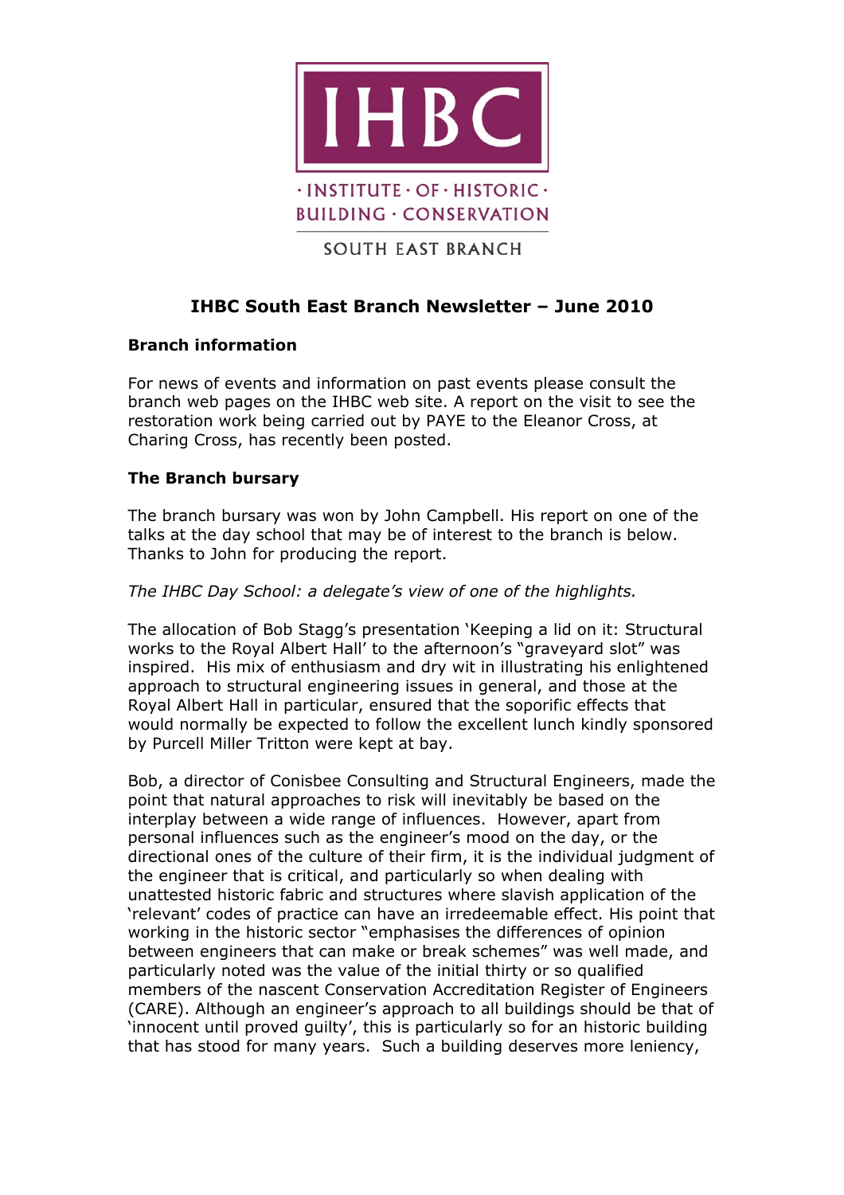IHBC

· INSTITUTE · OF · HISTORIC · BUILDING · CONSERVATION

SOUTH EAST BRANCH

# IHBC South East Branch Newsletter – June 2010

## Branch information

For news of events and information on past events please consult the branch web pages on the IHBC web site. A report on the visit to see the restoration work being carried out by PAYE to the Eleanor Cross, at Charing Cross, has recently been posted.

## The Branch bursary

The branch bursary was won by John Campbell. His report on one of the talks at the day school that may be of interest to the branch is below. Thanks to John for producing the report.

*The IHBC Day School: a delegate's view of one of the highlights.*

The allocation of Bob Stagg's presentation 'Keeping a lid on it: Structural works to the Royal Albert Hall' to the afternoon's "graveyard slot" was inspired. His mix of enthusiasm and dry wit in illustrating his enlightened approach to structural engineering issues in general, and those at the Royal Albert Hall in particular, ensured that the soporific effects that would normally be expected to follow the excellent lunch kindly sponsored by Purcell Miller Tritton were kept at bay.

Bob, a director of Conisbee Consulting and Structural Engineers, made the point that natural approaches to risk will inevitably be based on the interplay between a wide range of influences. However, apart from personal influences such as the engineer's mood on the day, or the directional ones of the culture of their firm, it is the individual judgment of the engineer that is critical, and particularly so when dealing with unattested historic fabric and structures where slavish application of the 'relevant' codes of practice can have an irredeemable effect. His point that working in the historic sector "emphasises the differences of opinion between engineers that can make or break schemes" was well made, and particularly noted was the value of the initial thirty or so qualified members of the nascent Conservation Accreditation Register of Engineers (CARE). Although an engineer's approach to all buildings should be that of 'innocent until proved guilty', this is particularly so for an historic building that has stood for many years. Such a building deserves more leniency,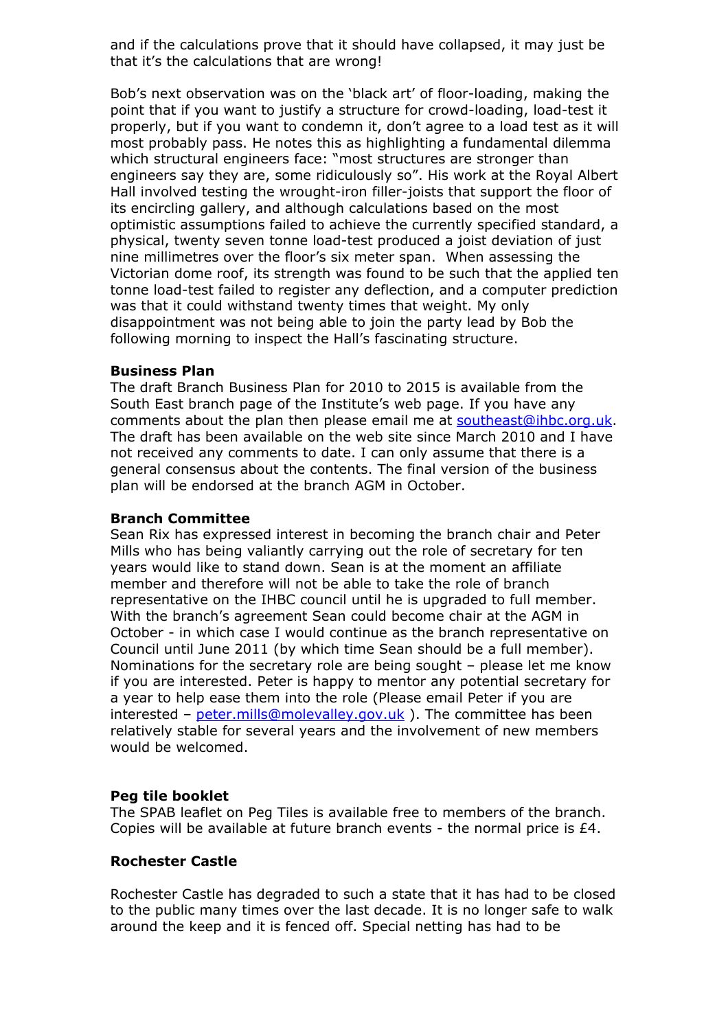and if the calculations prove that it should have collapsed, it may just be that it's the calculations that are wrong!

Bob's next observation was on the 'black art' of floor-loading, making the point that if you want to justify a structure for crowd-loading, load-test it properly, but if you want to condemn it, don't agree to a load test as it will most probably pass. He notes this as highlighting a fundamental dilemma which structural engineers face: "most structures are stronger than engineers say they are, some ridiculously so". His work at the Royal Albert Hall involved testing the wrought-iron filler-joists that support the floor of its encircling gallery, and although calculations based on the most optimistic assumptions failed to achieve the currently specified standard, a physical, twenty seven tonne load-test produced a joist deviation of just nine millimetres over the floor's six meter span. When assessing the Victorian dome roof, its strength was found to be such that the applied ten tonne load-test failed to register any deflection, and a computer prediction was that it could withstand twenty times that weight. My only disappointment was not being able to join the party lead by Bob the following morning to inspect the Hall's fascinating structure.

**Business Plan**

The draft Branch Business Plan for 2010 to 2015 is available from the South East branch page of the Institute's web page. If you have any comments about the plan then please email me at southeast@ihbc.org.uk. The draft has been available on the web site since March 2010 and I have not received any comments to date. I can only assume that there is a general consensus about the contents. The final version of the business plan will be endorsed at the branch AGM in October.

**Branch Committee**

Sean Rix has expressed interest in becoming the branch chair and Peter Mills who has being valiantly carrying out the role of secretary for ten years would like to stand down. Sean is at the moment an affiliate member and therefore will not be able to take the role of branch representative on the IHBC council until he is upgraded to full member. With the branch's agreement Sean could become chair at the AGM in October - in which case I would continue as the branch representative on Council until June 2011 (by which time Sean should be a full member). Nominations for the secretary role are being sought – please let me know if you are interested. Peter is happy to mentor any potential secretary for a year to help ease them into the role (Please email Peter if you are interested – peter.mills@molevalley.gov.uk ). The committee has been relatively stable for several years and the involvement of new members would be welcomed.

**Peg tile booklet**

The SPAB leaflet on Peg Tiles is available free to members of the branch. Copies will be available at future branch events - the normal price is £4.

**Rochester Castle**

Rochester Castle has degraded to such a state that it has had to be closed to the public many times over the last decade. It is no longer safe to walk around the keep and it is fenced off. Special netting has had to be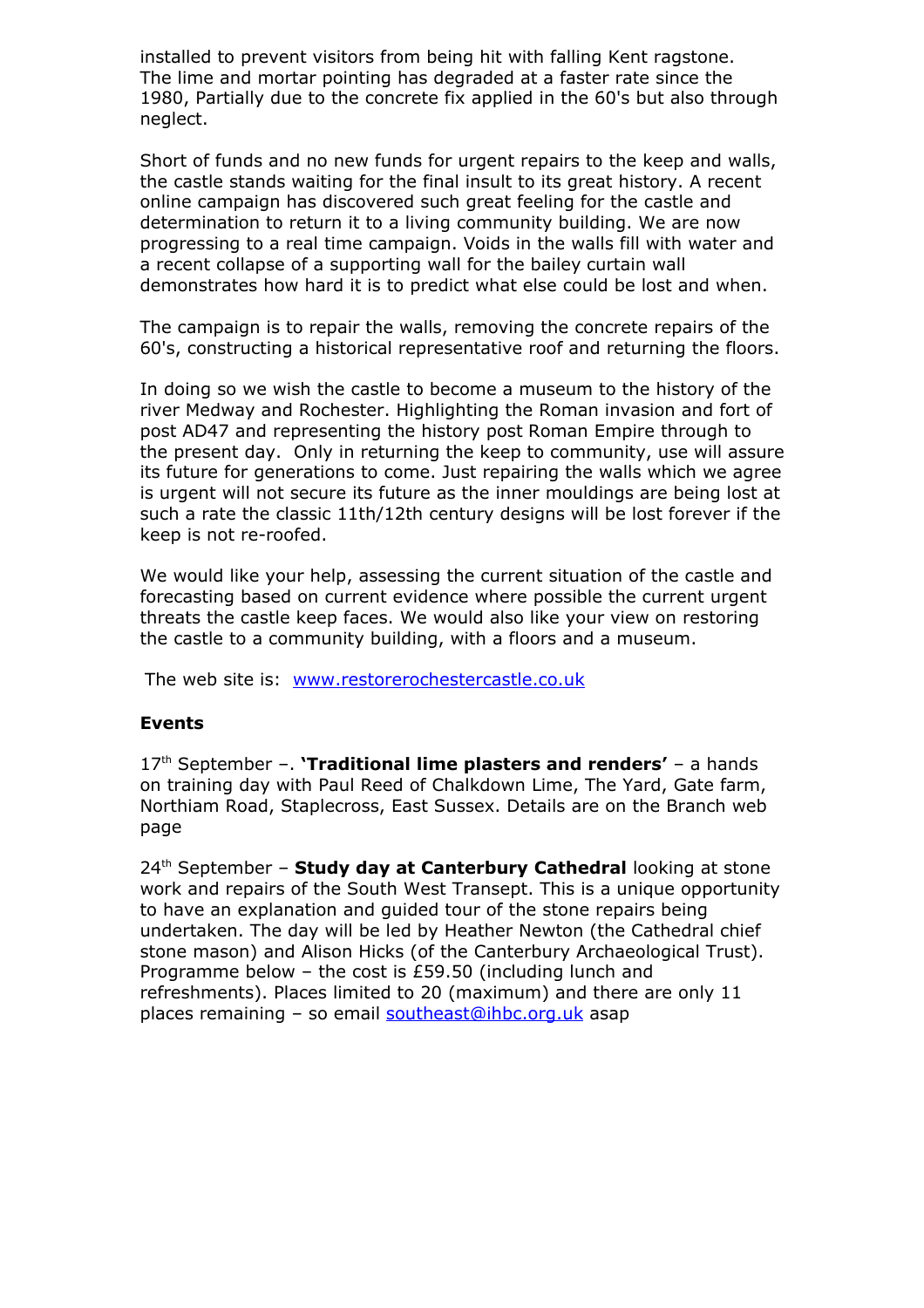installed to prevent visitors from being hit with falling Kent ragstone. The lime and mortar pointing has degraded at a faster rate since the 1980, Partially due to the concrete fix applied in the 60's but also through neglect.

Short of funds and no new funds for urgent repairs to the keep and walls, the castle stands waiting for the final insult to its great history. A recent online campaign has discovered such great feeling for the castle and determination to return it to a living community building. We are now progressing to a real time campaign. Voids in the walls fill with water and a recent collapse of a supporting wall for the bailey curtain wall demonstrates how hard it is to predict what else could be lost and when.

The campaign is to repair the walls, removing the concrete repairs of the 60's, constructing a historical representative roof and returning the floors.

In doing so we wish the castle to become a museum to the history of the river Medway and Rochester. Highlighting the Roman invasion and fort of post AD47 and representing the history post Roman Empire through to the present day. Only in returning the keep to community, use will assure its future for generations to come. Just repairing the walls which we agree is urgent will not secure its future as the inner mouldings are being lost at such a rate the classic 11th/12th century designs will be lost forever if the keep is not re-roofed.

We would like your help, assessing the current situation of the castle and forecasting based on current evidence where possible the current urgent threats the castle keep faces. We would also like your view on restoring the castle to a community building, with a floors and a museum.

The web site is: [www.restorerochestercastle.co.uk](http://www.restorerochestercastle.co.uk)

**Events**

17th September –. **'Traditional lime plasters and renders'** – a hands on training day with Paul Reed of Chalkdown Lime, The Yard, Gate farm, Northiam Road, Staplecross, East Sussex. Details are on the Branch web page

24th September – **Study day at Canterbury Cathedral** looking at stone work and repairs of the South West Transept. This is a unique opportunity to have an explanation and guided tour of the stone repairs being undertaken. The day will be led by Heather Newton (the Cathedral chief stone mason) and Alison Hicks (of the Canterbury Archaeological Trust). Programme below – the cost is £59.50 (including lunch and refreshments). Places limited to 20 (maximum) and there are only 11 places remaining – so email [southeast@ihbc.org.uk](mailto:southeast@ihbc.org.uk) asap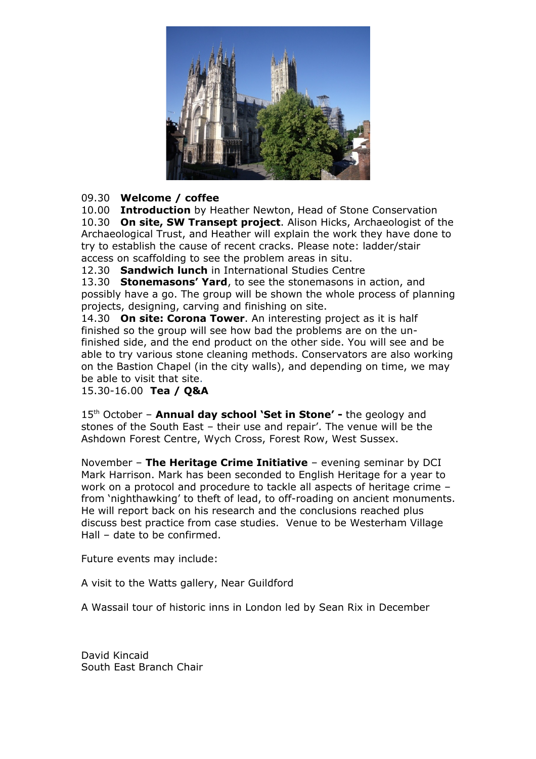09.30 **Welcome / coffee**
10.00 **Introduction** by Heather Newton, Head of Stone Conservation
10.30 **On site, SW Transept project**. Alison Hicks, Archaeologist of the Archaeological Trust, and Heather will explain the work they have done to try to establish the cause of recent cracks. Please note: ladder/stair access on scaffolding to see the problem areas in situ.
12.30 **Sandwich lunch** in International Studies Centre
13.30 **Stonemasons' Yard**, to see the stonemasons in action, and possibly have a go. The group will be shown the whole process of planning projects, designing, carving and finishing on site.
14.30 **On site: Corona Tower**. An interesting project as it is half finished so the group will see how bad the problems are on the un-finished side, and the end product on the other side. You will see and be able to try various stone cleaning methods. Conservators are also working on the Bastion Chapel (in the city walls), and depending on time, we may be able to visit that site.
15.30-16.00 **Tea / Q&A**

15th October – **Annual day school 'Set in Stone' -** the geology and stones of the South East – their use and repair'. The venue will be the Ashdown Forest Centre, Wych Cross, Forest Row, West Sussex.

November – **The Heritage Crime Initiative** – evening seminar by DCI Mark Harrison. Mark has been seconded to English Heritage for a year to work on a protocol and procedure to tackle all aspects of heritage crime – from 'nighthawking' to theft of lead, to off-roading on ancient monuments. He will report back on his research and the conclusions reached plus discuss best practice from case studies. Venue to be Westerham Village Hall – date to be confirmed.

Future events may include:

A visit to the Watts gallery, Near Guildford

A Wassail tour of historic inns in London led by Sean Rix in December

David Kincaid
South East Branch Chair